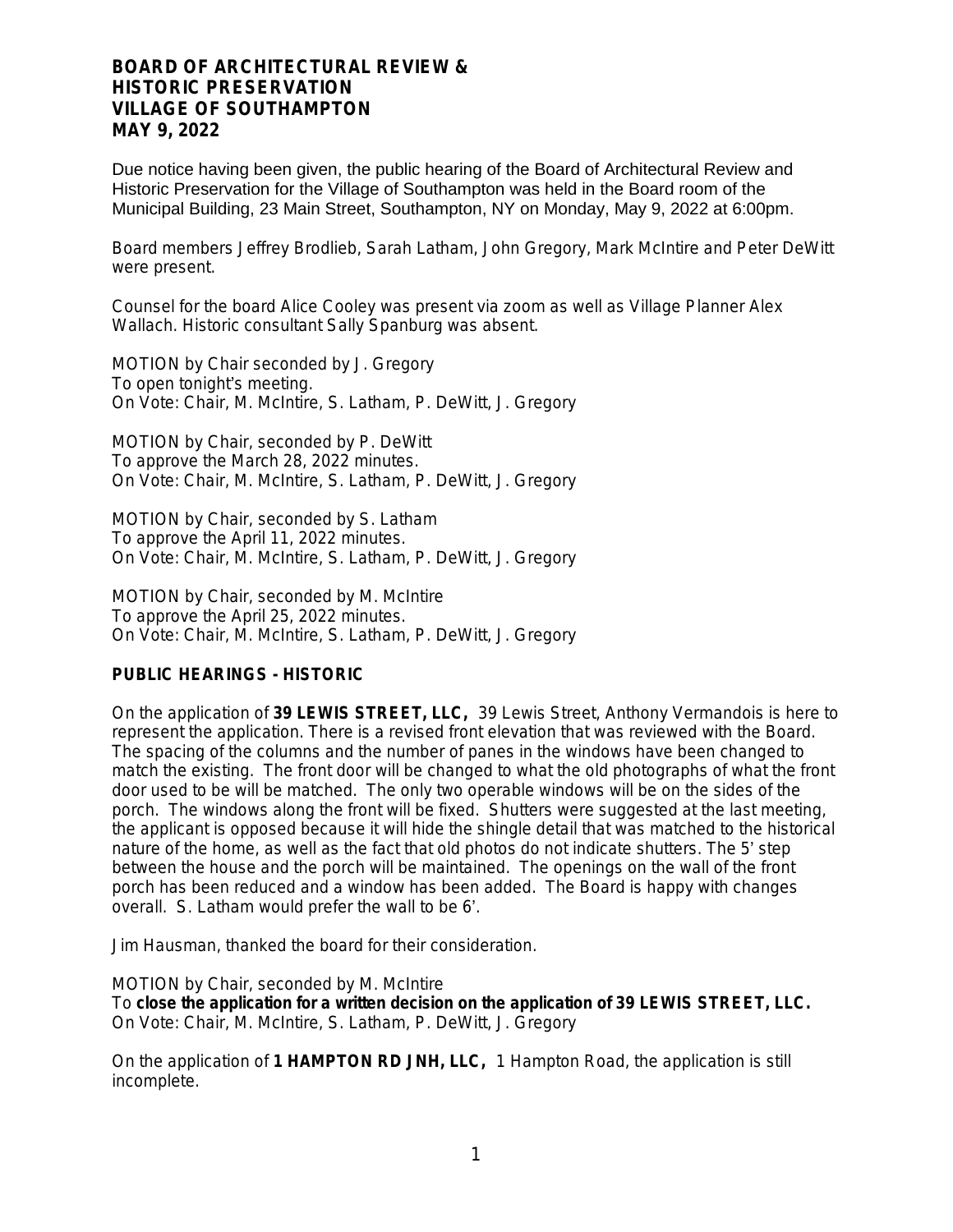# BOARD OF ARCHITECTURAL REVIEW & HISTORIC PRESERVATION VILLAGE OF SOUTHAMPTON MAY 9, 2022

Due notice having been given, the public hearing of the Board of Architectural Review and Historic Preservation for the Village of Southampton was held in the Board room of the Municipal Building, 23 Main Street, Southampton, NY on Monday, May 9, 2022 at 6:00pm.

Board members Jeffrey Brodlieb, Sarah Latham, John Gregory, Mark McIntire and Peter DeWitt were present.

Counsel for the board Alice Cooley was present via zoom as well as Village Planner Alex Wallach. Historic consultant Sally Spanburg was absent.

MOTION by Chair seconded by J. Gregory
To open tonight's meeting.
On Vote: Chair, M. McIntire, S. Latham, P. DeWitt, J. Gregory

MOTION by Chair, seconded by P. DeWitt
To approve the March 28, 2022 minutes.
On Vote: Chair, M. McIntire, S. Latham, P. DeWitt, J. Gregory

MOTION by Chair, seconded by S. Latham
To approve the April 11, 2022 minutes.
On Vote: Chair, M. McIntire, S. Latham, P. DeWitt, J. Gregory

MOTION by Chair, seconded by M. McIntire
To approve the April 25, 2022 minutes.
On Vote: Chair, M. McIntire, S. Latham, P. DeWitt, J. Gregory

## PUBLIC HEARINGS - HISTORIC

On the application of **39 LEWIS STREET, LLC,** 39 Lewis Street, Anthony Vermandois is here to represent the application. There is a revised front elevation that was reviewed with the Board. The spacing of the columns and the number of panes in the windows have been changed to match the existing. The front door will be changed to what the old photographs of what the front door used to be will be matched. The only two operable windows will be on the sides of the porch. The windows along the front will be fixed. Shutters were suggested at the last meeting, the applicant is opposed because it will hide the shingle detail that was matched to the historical nature of the home, as well as the fact that old photos do not indicate shutters. The 5' step between the house and the porch will be maintained. The openings on the wall of the front porch has been reduced and a window has been added. The Board is happy with changes overall. S. Latham would prefer the wall to be 6'.

Jim Hausman, thanked the board for their consideration.

MOTION by Chair, seconded by M. McIntire
To **close the application for a written decision on the application of 39 LEWIS STREET, LLC.**
On Vote: Chair, M. McIntire, S. Latham, P. DeWitt, J. Gregory

On the application of **1 HAMPTON RD JNH, LLC,** 1 Hampton Road, the application is still incomplete.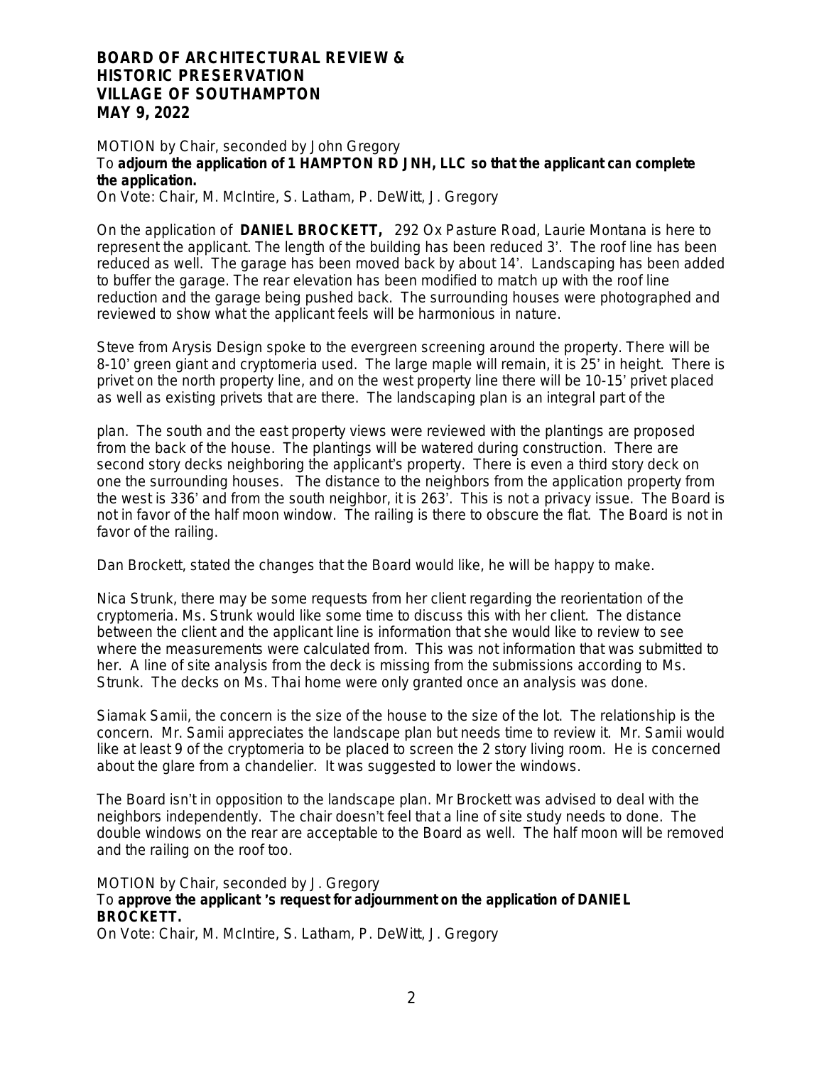**BOARD OF ARCHITECTURAL REVIEW & HISTORIC PRESERVATION VILLAGE OF SOUTHAMPTON MAY 9, 2022**

MOTION by Chair, seconded by John Gregory
To **adjourn the application of 1 HAMPTON RD JNH, LLC so that the applicant can complete the application.**
On Vote: Chair, M. McIntire, S. Latham, P. DeWitt, J. Gregory

On the application of **DANIEL BROCKETT,** 292 Ox Pasture Road, Laurie Montana is here to represent the applicant. The length of the building has been reduced 3'. The roof line has been reduced as well. The garage has been moved back by about 14'. Landscaping has been added to buffer the garage. The rear elevation has been modified to match up with the roof line reduction and the garage being pushed back. The surrounding houses were photographed and reviewed to show what the applicant feels will be harmonious in nature.

Steve from Arysis Design spoke to the evergreen screening around the property. There will be 8-10' green giant and cryptomeria used. The large maple will remain, it is 25' in height. There is privet on the north property line, and on the west property line there will be 10-15' privet placed as well as existing privets that are there. The landscaping plan is an integral part of the plan. The south and the east property views were reviewed with the plantings are proposed from the back of the house. The plantings will be watered during construction. There are second story decks neighboring the applicant's property. There is even a third story deck on one the surrounding houses. The distance to the neighbors from the application property from the west is 336' and from the south neighbor, it is 263'. This is not a privacy issue. The Board is not in favor of the half moon window. The railing is there to obscure the flat. The Board is not in favor of the railing.

Dan Brockett, stated the changes that the Board would like, he will be happy to make.

Nica Strunk, there may be some requests from her client regarding the reorientation of the cryptomeria. Ms. Strunk would like some time to discuss this with her client. The distance between the client and the applicant line is information that she would like to review to see where the measurements were calculated from. This was not information that was submitted to her. A line of site analysis from the deck is missing from the submissions according to Ms. Strunk. The decks on Ms. Thai home were only granted once an analysis was done.

Siamak Samii, the concern is the size of the house to the size of the lot. The relationship is the concern. Mr. Samii appreciates the landscape plan but needs time to review it. Mr. Samii would like at least 9 of the cryptomeria to be placed to screen the 2 story living room. He is concerned about the glare from a chandelier. It was suggested to lower the windows.

The Board isn't in opposition to the landscape plan. Mr Brockett was advised to deal with the neighbors independently. The chair doesn't feel that a line of site study needs to done. The double windows on the rear are acceptable to the Board as well. The half moon will be removed and the railing on the roof too.

MOTION by Chair, seconded by J. Gregory
To **approve the applicant 's request for adjournment on the application of DANIEL BROCKETT.**
On Vote: Chair, M. McIntire, S. Latham, P. DeWitt, J. Gregory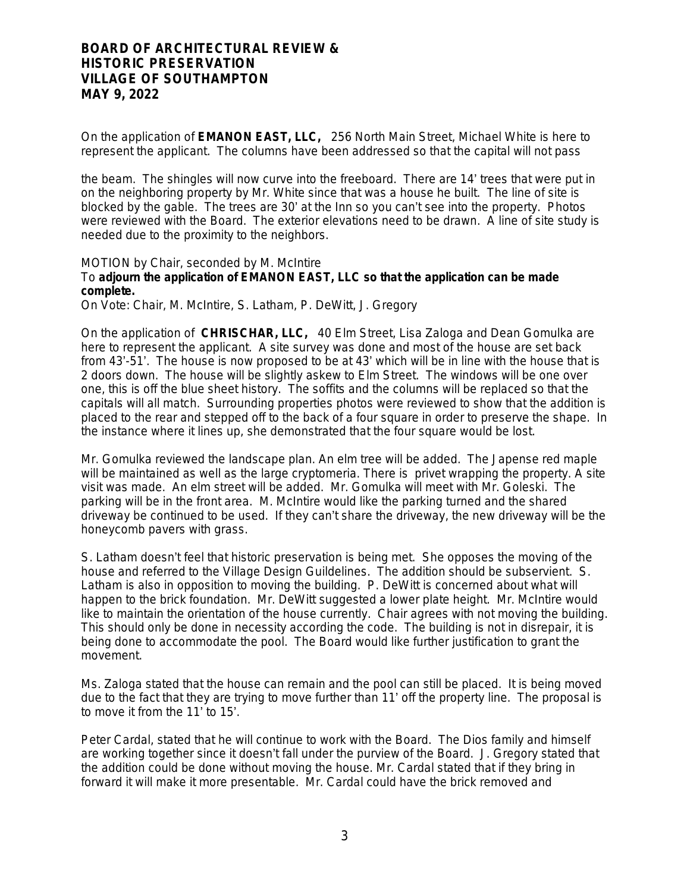**BOARD OF ARCHITECTURAL REVIEW & HISTORIC PRESERVATION VILLAGE OF SOUTHAMPTON MAY 9, 2022**

On the application of **EMANON EAST, LLC,** 256 North Main Street, Michael White is here to represent the applicant. The columns have been addressed so that the capital will not pass

the beam. The shingles will now curve into the freeboard. There are 14' trees that were put in on the neighboring property by Mr. White since that was a house he built. The line of site is blocked by the gable. The trees are 30' at the Inn so you can't see into the property. Photos were reviewed with the Board. The exterior elevations need to be drawn. A line of site study is needed due to the proximity to the neighbors.

MOTION by Chair, seconded by M. McIntire
To **adjourn the application of EMANON EAST, LLC so that the application can be made complete.**
On Vote: Chair, M. McIntire, S. Latham, P. DeWitt, J. Gregory

On the application of **CHRISCHAR, LLC,** 40 Elm Street, Lisa Zaloga and Dean Gomulka are here to represent the applicant. A site survey was done and most of the house are set back from 43'-51'. The house is now proposed to be at 43' which will be in line with the house that is 2 doors down. The house will be slightly askew to Elm Street. The windows will be one over one, this is off the blue sheet history. The soffits and the columns will be replaced so that the capitals will all match. Surrounding properties photos were reviewed to show that the addition is placed to the rear and stepped off to the back of a four square in order to preserve the shape. In the instance where it lines up, she demonstrated that the four square would be lost.

Mr. Gomulka reviewed the landscape plan. An elm tree will be added. The Japense red maple will be maintained as well as the large cryptomeria. There is privet wrapping the property. A site visit was made. An elm street will be added. Mr. Gomulka will meet with Mr. Goleski. The parking will be in the front area. M. McIntire would like the parking turned and the shared driveway be continued to be used. If they can't share the driveway, the new driveway will be the honeycomb pavers with grass.

S. Latham doesn't feel that historic preservation is being met. She opposes the moving of the house and referred to the Village Design Guildelines. The addition should be subservient. S. Latham is also in opposition to moving the building. P. DeWitt is concerned about what will happen to the brick foundation. Mr. DeWitt suggested a lower plate height. Mr. McIntire would like to maintain the orientation of the house currently. Chair agrees with not moving the building. This should only be done in necessity according the code. The building is not in disrepair, it is being done to accommodate the pool. The Board would like further justification to grant the movement.

Ms. Zaloga stated that the house can remain and the pool can still be placed. It is being moved due to the fact that they are trying to move further than 11' off the property line. The proposal is to move it from the 11' to 15'.

Peter Cardal, stated that he will continue to work with the Board. The Dios family and himself are working together since it doesn't fall under the purview of the Board. J. Gregory stated that the addition could be done without moving the house. Mr. Cardal stated that if they bring in forward it will make it more presentable. Mr. Cardal could have the brick removed and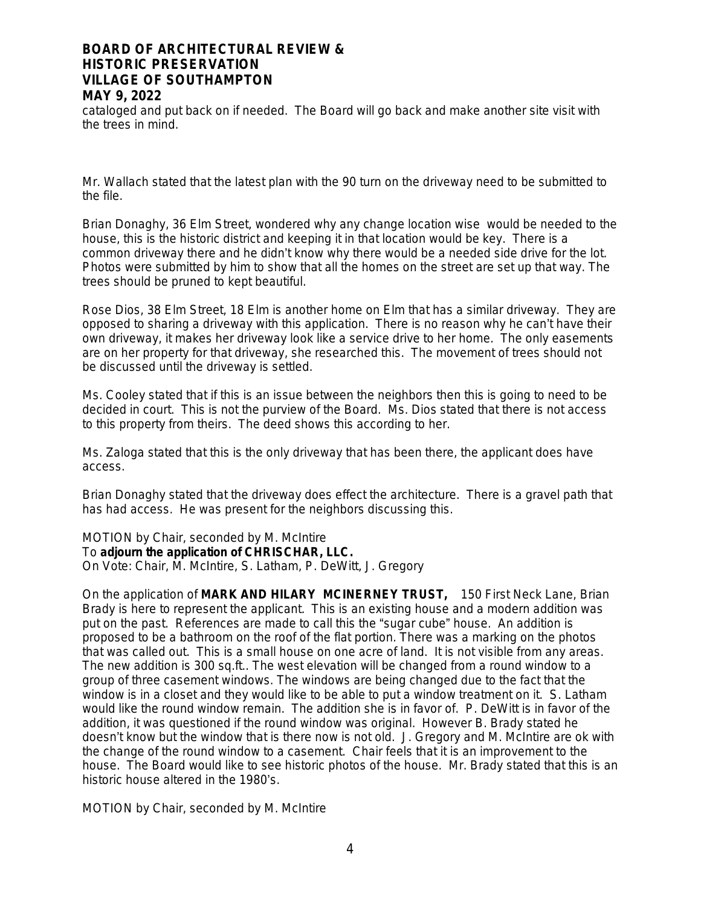cataloged and put back on if needed. The Board will go back and make another site visit with the trees in mind.

Mr. Wallach stated that the latest plan with the 90 turn on the driveway need to be submitted to the file.

Brian Donaghy, 36 Elm Street, wondered why any change location wise would be needed to the house, this is the historic district and keeping it in that location would be key. There is a common driveway there and he didn't know why there would be a needed side drive for the lot. Photos were submitted by him to show that all the homes on the street are set up that way. The trees should be pruned to kept beautiful.

Rose Dios, 38 Elm Street, 18 Elm is another home on Elm that has a similar driveway. They are opposed to sharing a driveway with this application. There is no reason why he can't have their own driveway, it makes her driveway look like a service drive to her home. The only easements are on her property for that driveway, she researched this. The movement of trees should not be discussed until the driveway is settled.

Ms. Cooley stated that if this is an issue between the neighbors then this is going to need to be decided in court. This is not the purview of the Board. Ms. Dios stated that there is not access to this property from theirs. The deed shows this according to her.

Ms. Zaloga stated that this is the only driveway that has been there, the applicant does have access.

Brian Donaghy stated that the driveway does effect the architecture. There is a gravel path that has had access. He was present for the neighbors discussing this.

MOTION by Chair, seconded by M. McIntire
To **adjourn the application of CHRISCHAR, LLC.**
On Vote: Chair, M. McIntire, S. Latham, P. DeWitt, J. Gregory

On the application of **MARK AND HILARY MCINERNEY TRUST,** 150 First Neck Lane, Brian Brady is here to represent the applicant. This is an existing house and a modern addition was put on the past. References are made to call this the "sugar cube" house. An addition is proposed to be a bathroom on the roof of the flat portion. There was a marking on the photos that was called out. This is a small house on one acre of land. It is not visible from any areas. The new addition is 300 sq.ft.. The west elevation will be changed from a round window to a group of three casement windows. The windows are being changed due to the fact that the window is in a closet and they would like to be able to put a window treatment on it. S. Latham would like the round window remain. The addition she is in favor of. P. DeWitt is in favor of the addition, it was questioned if the round window was original. However B. Brady stated he doesn't know but the window that is there now is not old. J. Gregory and M. McIntire are ok with the change of the round window to a casement. Chair feels that it is an improvement to the house. The Board would like to see historic photos of the house. Mr. Brady stated that this is an historic house altered in the 1980's.

MOTION by Chair, seconded by M. McIntire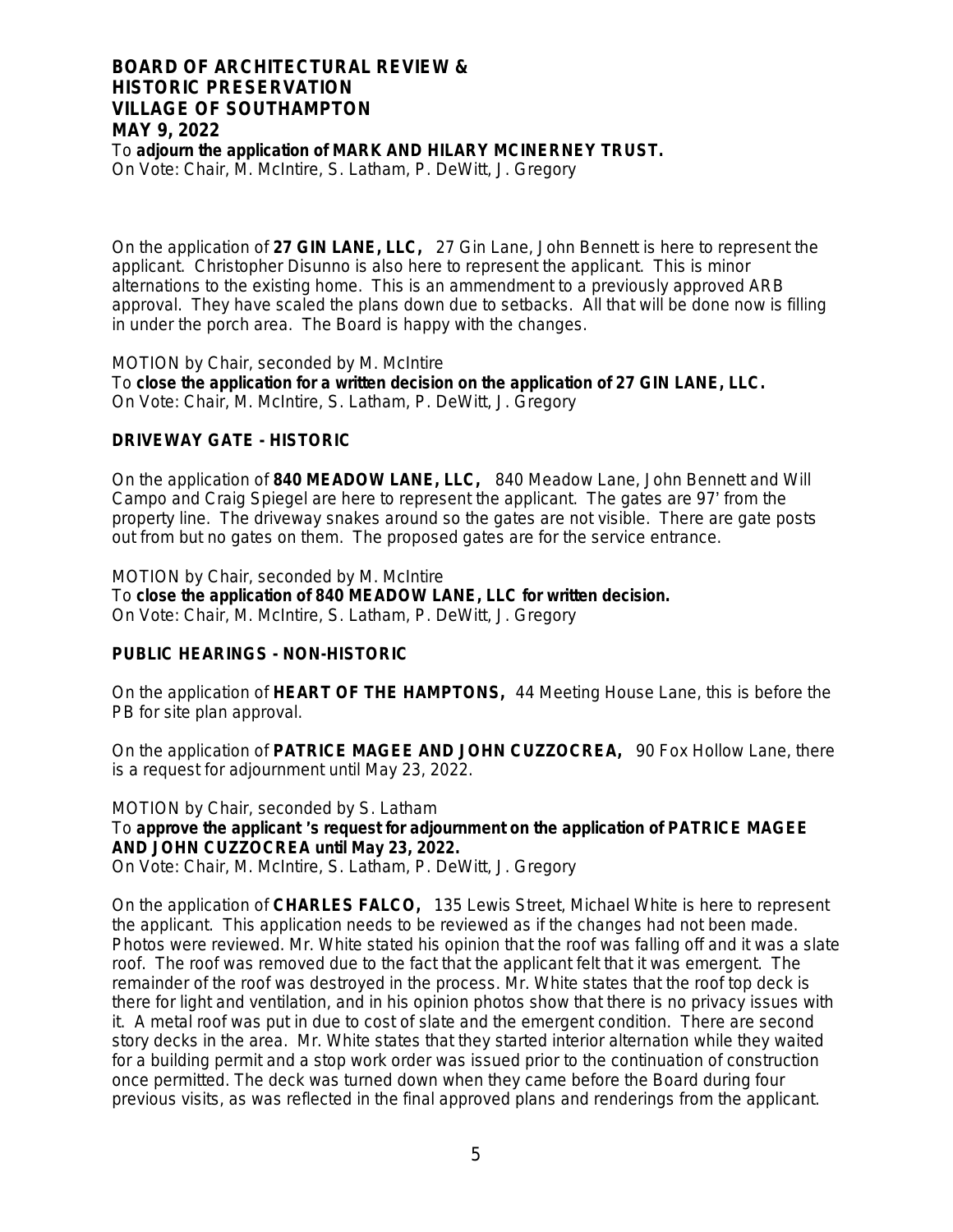To **adjourn the application of MARK AND HILARY MCINERNEY TRUST.**
On Vote: Chair, M. McIntire, S. Latham, P. DeWitt, J. Gregory

On the application of **27 GIN LANE, LLC,** 27 Gin Lane, John Bennett is here to represent the applicant. Christopher Disunno is also here to represent the applicant. This is minor alternations to the existing home. This is an ammendment to a previously approved ARB approval. They have scaled the plans down due to setbacks. All that will be done now is filling in under the porch area. The Board is happy with the changes.

MOTION by Chair, seconded by M. McIntire
To **close the application for a written decision on the application of 27 GIN LANE, LLC.**
On Vote: Chair, M. McIntire, S. Latham, P. DeWitt, J. Gregory

**DRIVEWAY GATE - HISTORIC**

On the application of **840 MEADOW LANE, LLC,** 840 Meadow Lane, John Bennett and Will Campo and Craig Spiegel are here to represent the applicant. The gates are 97' from the property line. The driveway snakes around so the gates are not visible. There are gate posts out from but no gates on them. The proposed gates are for the service entrance.

MOTION by Chair, seconded by M. McIntire
To **close the application of 840 MEADOW LANE, LLC for written decision.**
On Vote: Chair, M. McIntire, S. Latham, P. DeWitt, J. Gregory

**PUBLIC HEARINGS - NON-HISTORIC**

On the application of **HEART OF THE HAMPTONS,** 44 Meeting House Lane, this is before the PB for site plan approval.

On the application of **PATRICE MAGEE AND JOHN CUZZOCREA,** 90 Fox Hollow Lane, there is a request for adjournment until May 23, 2022.

MOTION by Chair, seconded by S. Latham
To **approve the applicant 's request for adjournment on the application of PATRICE MAGEE AND JOHN CUZZOCREA until May 23, 2022.**
On Vote: Chair, M. McIntire, S. Latham, P. DeWitt, J. Gregory

On the application of **CHARLES FALCO,** 135 Lewis Street, Michael White is here to represent the applicant. This application needs to be reviewed as if the changes had not been made. Photos were reviewed. Mr. White stated his opinion that the roof was falling off and it was a slate roof. The roof was removed due to the fact that the applicant felt that it was emergent. The remainder of the roof was destroyed in the process. Mr. White states that the roof top deck is there for light and ventilation, and in his opinion photos show that there is no privacy issues with it. A metal roof was put in due to cost of slate and the emergent condition. There are second story decks in the area. Mr. White states that they started interior alternation while they waited for a building permit and a stop work order was issued prior to the continuation of construction once permitted. The deck was turned down when they came before the Board during four previous visits, as was reflected in the final approved plans and renderings from the applicant.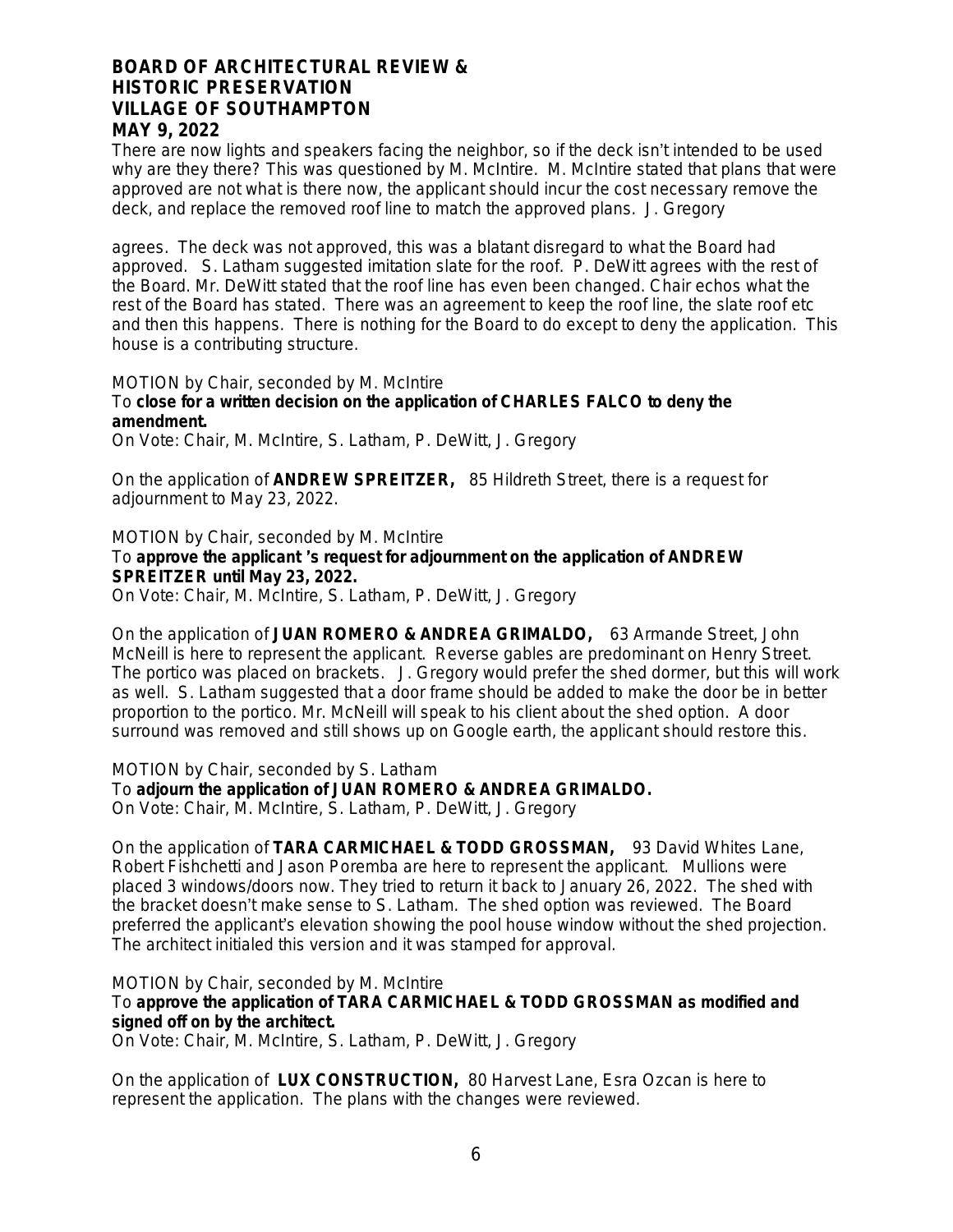There are now lights and speakers facing the neighbor, so if the deck isn't intended to be used why are they there? This was questioned by M. McIntire. M. McIntire stated that plans that were approved are not what is there now, the applicant should incur the cost necessary remove the deck, and replace the removed roof line to match the approved plans. J. Gregory

agrees. The deck was not approved, this was a blatant disregard to what the Board had approved. S. Latham suggested imitation slate for the roof. P. DeWitt agrees with the rest of the Board. Mr. DeWitt stated that the roof line has even been changed. Chair echos what the rest of the Board has stated. There was an agreement to keep the roof line, the slate roof etc and then this happens. There is nothing for the Board to do except to deny the application. This house is a contributing structure.

MOTION by Chair, seconded by M. McIntire
To **close for a written decision on the application of CHARLES FALCO to deny the amendment.**
On Vote: Chair, M. McIntire, S. Latham, P. DeWitt, J. Gregory

On the application of **ANDREW SPREITZER,** 85 Hildreth Street, there is a request for adjournment to May 23, 2022.

MOTION by Chair, seconded by M. McIntire
To **approve the applicant 's request for adjournment on the application of ANDREW SPREITZER until May 23, 2022.**
On Vote: Chair, M. McIntire, S. Latham, P. DeWitt, J. Gregory

On the application of **JUAN ROMERO & ANDREA GRIMALDO,** 63 Armande Street, John McNeill is here to represent the applicant. Reverse gables are predominant on Henry Street. The portico was placed on brackets. J. Gregory would prefer the shed dormer, but this will work as well. S. Latham suggested that a door frame should be added to make the door be in better proportion to the portico. Mr. McNeill will speak to his client about the shed option. A door surround was removed and still shows up on Google earth, the applicant should restore this.

MOTION by Chair, seconded by S. Latham
To **adjourn the application of JUAN ROMERO & ANDREA GRIMALDO.**
On Vote: Chair, M. McIntire, S. Latham, P. DeWitt, J. Gregory

On the application of **TARA CARMICHAEL & TODD GROSSMAN,** 93 David Whites Lane, Robert Fishchetti and Jason Poremba are here to represent the applicant. Mullions were placed 3 windows/doors now. They tried to return it back to January 26, 2022. The shed with the bracket doesn't make sense to S. Latham. The shed option was reviewed. The Board preferred the applicant's elevation showing the pool house window without the shed projection. The architect initialed this version and it was stamped for approval.

MOTION by Chair, seconded by M. McIntire
To **approve the application of TARA CARMICHAEL & TODD GROSSMAN as modified and signed off on by the architect.**
On Vote: Chair, M. McIntire, S. Latham, P. DeWitt, J. Gregory

On the application of **LUX CONSTRUCTION,** 80 Harvest Lane, Esra Ozcan is here to represent the application. The plans with the changes were reviewed.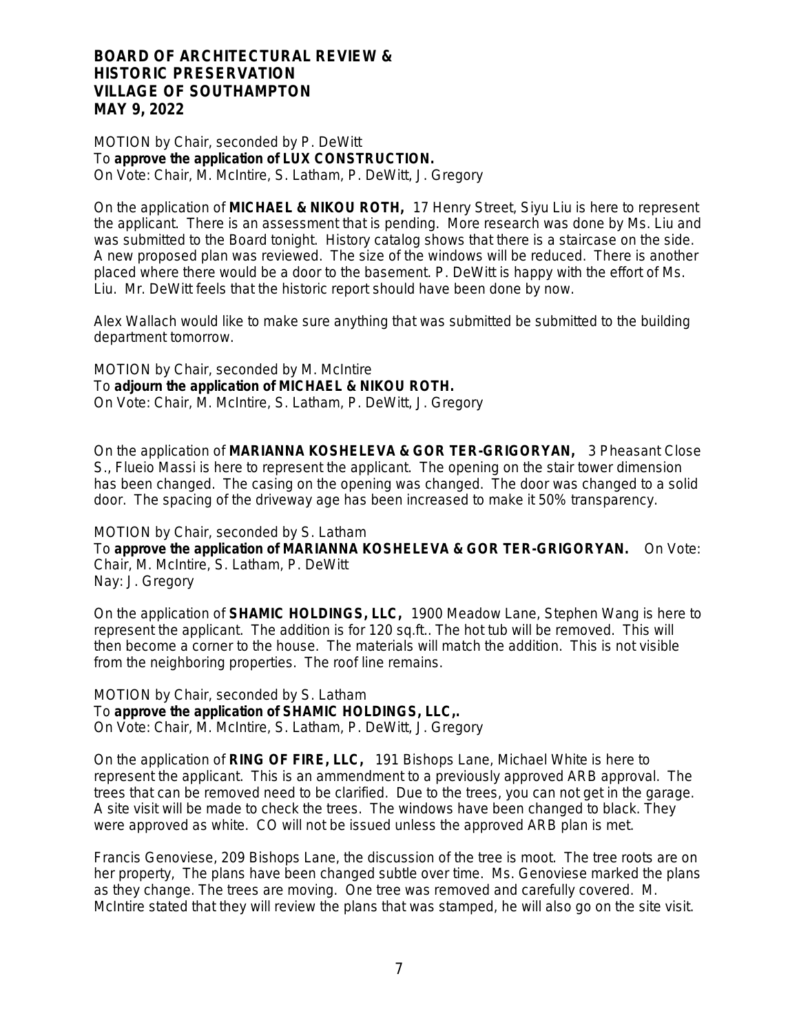**BOARD OF ARCHITECTURAL REVIEW &**
**HISTORIC PRESERVATION**
**VILLAGE OF SOUTHAMPTON**
**MAY 9, 2022**

MOTION by Chair, seconded by P. DeWitt
To **approve the application of LUX CONSTRUCTION.**
On Vote: Chair, M. McIntire, S. Latham, P. DeWitt, J. Gregory

On the application of **MICHAEL & NIKOU ROTH,** 17 Henry Street, Siyu Liu is here to represent the applicant. There is an assessment that is pending. More research was done by Ms. Liu and was submitted to the Board tonight. History catalog shows that there is a staircase on the side. A new proposed plan was reviewed. The size of the windows will be reduced. There is another placed where there would be a door to the basement. P. DeWitt is happy with the effort of Ms. Liu. Mr. DeWitt feels that the historic report should have been done by now.

Alex Wallach would like to make sure anything that was submitted be submitted to the building department tomorrow.

MOTION by Chair, seconded by M. McIntire
To **adjourn the application of MICHAEL & NIKOU ROTH.**
On Vote: Chair, M. McIntire, S. Latham, P. DeWitt, J. Gregory

On the application of **MARIANNA KOSHELEVA & GOR TER-GRIGORYAN,** 3 Pheasant Close S., Flueio Massi is here to represent the applicant. The opening on the stair tower dimension has been changed. The casing on the opening was changed. The door was changed to a solid door. The spacing of the driveway age has been increased to make it 50% transparency.

MOTION by Chair, seconded by S. Latham
To **approve the application of MARIANNA KOSHELEVA & GOR TER-GRIGORYAN.** On Vote: Chair, M. McIntire, S. Latham, P. DeWitt
Nay: J. Gregory

On the application of **SHAMIC HOLDINGS, LLC,** 1900 Meadow Lane, Stephen Wang is here to represent the applicant. The addition is for 120 sq.ft.. The hot tub will be removed. This will then become a corner to the house. The materials will match the addition. This is not visible from the neighboring properties. The roof line remains.

MOTION by Chair, seconded by S. Latham
To **approve the application of SHAMIC HOLDINGS, LLC,.**
On Vote: Chair, M. McIntire, S. Latham, P. DeWitt, J. Gregory

On the application of **RING OF FIRE, LLC,** 191 Bishops Lane, Michael White is here to represent the applicant. This is an ammendment to a previously approved ARB approval. The trees that can be removed need to be clarified. Due to the trees, you can not get in the garage. A site visit will be made to check the trees. The windows have been changed to black. They were approved as white. CO will not be issued unless the approved ARB plan is met.

Francis Genoviese, 209 Bishops Lane, the discussion of the tree is moot. The tree roots are on her property, The plans have been changed subtle over time. Ms. Genoviese marked the plans as they change. The trees are moving. One tree was removed and carefully covered. M. McIntire stated that they will review the plans that was stamped, he will also go on the site visit.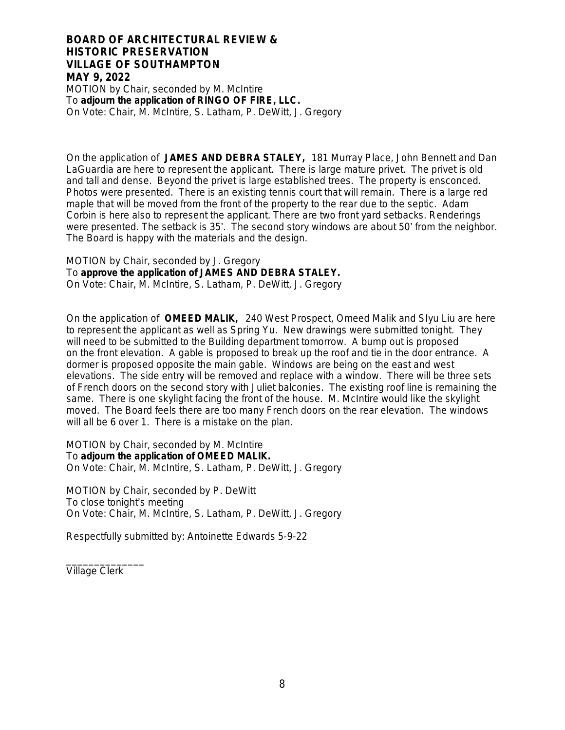**BOARD OF ARCHITECTURAL REVIEW &**
**HISTORIC PRESERVATION**
**VILLAGE OF SOUTHAMPTON**
**MAY 9, 2022**

MOTION by Chair, seconded by M. McIntire
To **adjourn the application of RINGO OF FIRE, LLC.**
On Vote: Chair, M. McIntire, S. Latham, P. DeWitt, J. Gregory

On the application of **JAMES AND DEBRA STALEY,** 181 Murray Place, John Bennett and Dan LaGuardia are here to represent the applicant. There is large mature privet. The privet is old and tall and dense. Beyond the privet is large established trees. The property is ensconced. Photos were presented. There is an existing tennis court that will remain. There is a large red maple that will be moved from the front of the property to the rear due to the septic. Adam Corbin is here also to represent the applicant. There are two front yard setbacks. Renderings were presented. The setback is 35'. The second story windows are about 50' from the neighbor. The Board is happy with the materials and the design.

MOTION by Chair, seconded by J. Gregory
To **approve the application of JAMES AND DEBRA STALEY.**
On Vote: Chair, M. McIntire, S. Latham, P. DeWitt, J. Gregory

On the application of **OMEED MALIK,** 240 West Prospect, Omeed Malik and SIyu Liu are here to represent the applicant as well as Spring Yu. New drawings were submitted tonight. They will need to be submitted to the Building department tomorrow. A bump out is proposed on the front elevation. A gable is proposed to break up the roof and tie in the door entrance. A dormer is proposed opposite the main gable. Windows are being on the east and west elevations. The side entry will be removed and replace with a window. There will be three sets of French doors on the second story with Juliet balconies. The existing roof line is remaining the same. There is one skylight facing the front of the house. M. McIntire would like the skylight moved. The Board feels there are too many French doors on the rear elevation. The windows will all be 6 over 1. There is a mistake on the plan.

MOTION by Chair, seconded by M. McIntire
To **adjourn the application of OMEED MALIK.**
On Vote: Chair, M. McIntire, S. Latham, P. DeWitt, J. Gregory

MOTION by Chair, seconded by P. DeWitt
To close tonight's meeting
On Vote: Chair, M. McIntire, S. Latham, P. DeWitt, J. Gregory

Respectfully submitted by: Antoinette Edwards 5-9-22

______________
Village Clerk